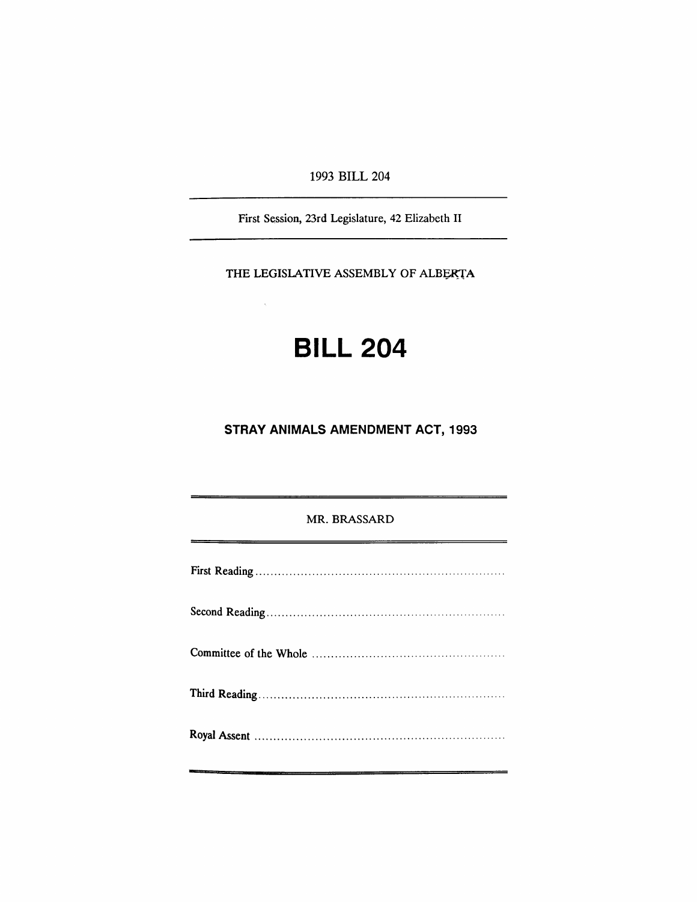1993 BILL 204

First Session, 23rd Legislature, 42 Elizabeth II

THE LEGISLATIVE ASSEMBLY OF ALBERTA

# BILL 204

## STRAY ANIMALS AMENDMENT ACT, 1993

MR. BRASSARD

First Reading ..................................................................

Second Reading ..............................................................

Committee of the Whole ..................................................

Third Reading ................................................................

Royal Assent .................................................................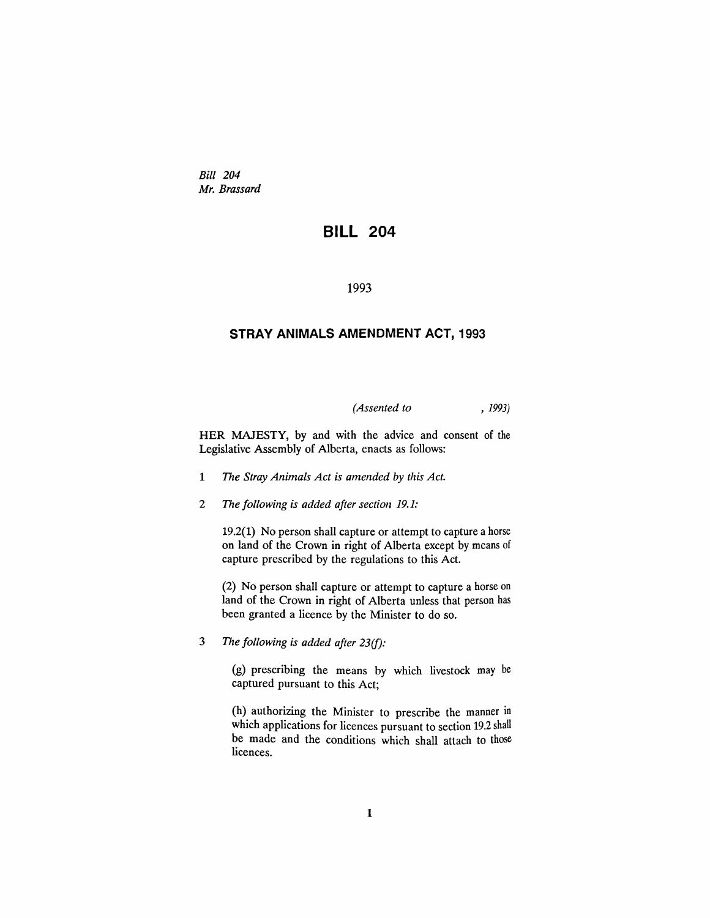*Bill 204*
*Mr. Brassard*

# BILL 204

1993

## STRAY ANIMALS AMENDMENT ACT, 1993

*(Assented to , 1993)*

HER MAJESTY, by and with the advice and consent of the Legislative Assembly of Alberta, enacts as follows:

1 *The Stray Animals Act is amended by this Act.*

2 *The following is added after section 19.1:*

19.2(1) No person shall capture or attempt to capture a horse on land of the Crown in right of Alberta except by means of capture prescribed by the regulations to this Act.

(2) No person shall capture or attempt to capture a horse on land of the Crown in right of Alberta unless that person has been granted a licence by the Minister to do so.

3 *The following is added after 23(f):*

(g) prescribing the means by which livestock may be captured pursuant to this Act;

(h) authorizing the Minister to prescribe the manner in which applications for licences pursuant to section 19.2 shall be made and the conditions which shall attach to those licences.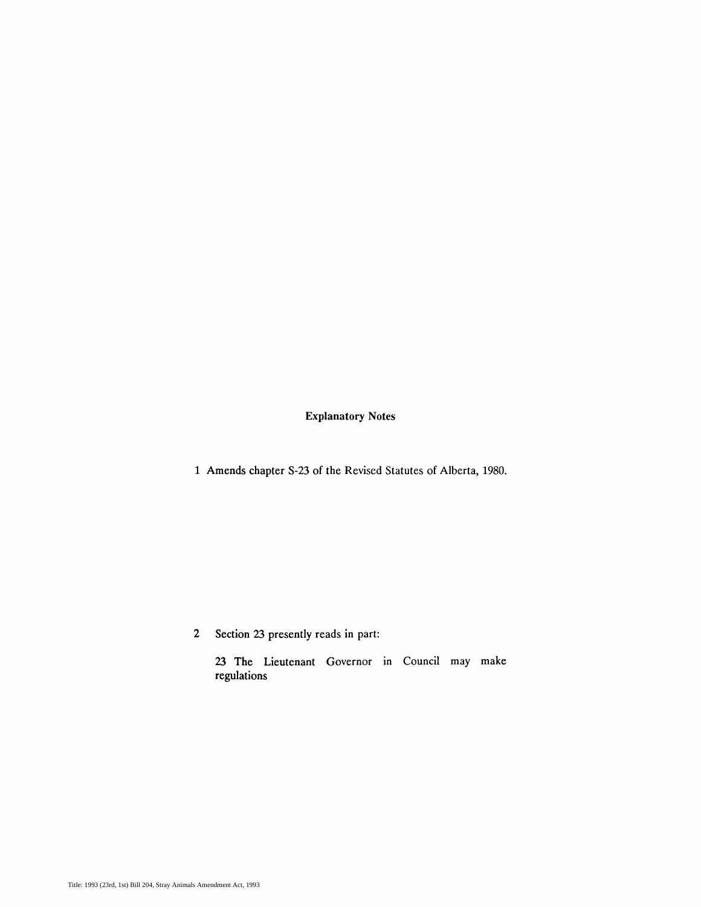## Explanatory Notes

1 Amends chapter S-23 of the Revised Statutes of Alberta, 1980.

2 Section 23 presently reads in part:

23 The Lieutenant Governor in Council may make regulations